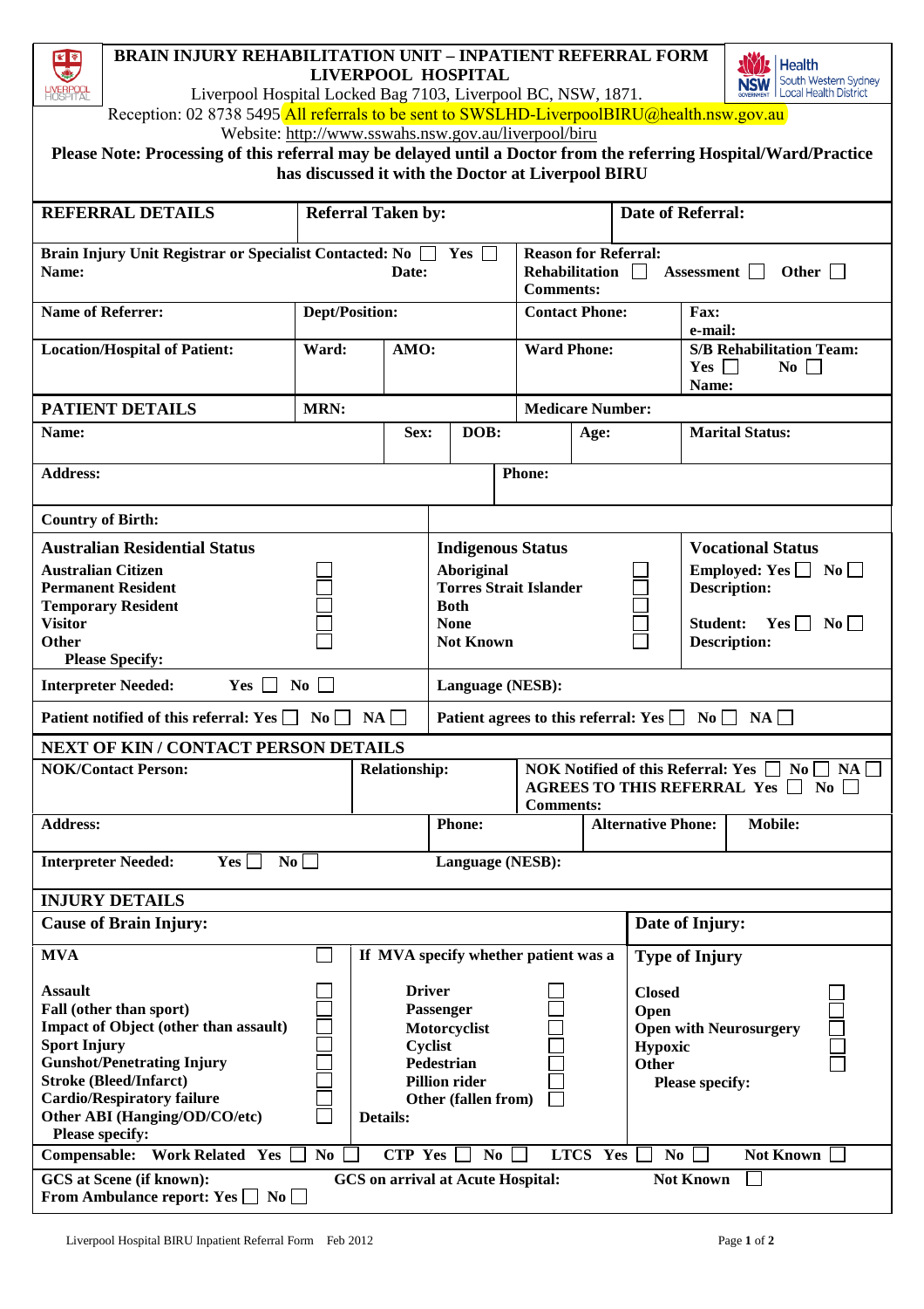# BRAIN INJURY REHABILITATION UNIT – INPATIENT REFERRAL FORM
## LIVERPOOL HOSPITAL

Liverpool Hospital Locked Bag 7103, Liverpool BC, NSW, 1871.

Reception: 02 8738 5495 All referrals to be sent to SWSLHD-LiverpoolBIRU@health.nsw.gov.au

Website: http://www.sswahs.nsw.gov.au/liverpool/biru

**Please Note: Processing of this referral may be delayed until a Doctor from the referring Hospital/Ward/Practice has discussed it with the Doctor at Liverpool BIRU**

| **REFERRAL DETAILS** | **Referral Taken by:** | **Date of Referral:** |
|---|---|---|

| **Brain Injury Unit Registrar or Specialist Contacted:** No ☐ Yes ☐ **Name:** **Date:** | **Reason for Referral:** Rehabilitation ☐ Assessment ☐ Other ☐ **Comments:** |
|---|---|

| **Name of Referrer:** | **Dept/Position:** | | **Contact Phone:** | **Fax:** **e-mail:** |
|---|---|---|---|---|
| **Location/Hospital of Patient:** | **Ward:** | **AMO:** | **Ward Phone:** | **S/B Rehabilitation Team:** Yes ☐ No ☐ **Name:** |

| **PATIENT DETAILS** | **MRN:** | | | **Medicare Number:** | |
|---|---|---|---|---|---|
| **Name:** | **Sex:** | **DOB:** | | **Age:** | **Marital Status:** |
| **Address:** | | | **Phone:** | | |
| **Country of Birth:** | | | | | |

| **Australian Residential Status** | **Indigenous Status** | **Vocational Status** |
|---|---|---|
| Australian Citizen ☐ | Aboriginal ☐ | Employed: Yes ☐ No ☐ |
| Permanent Resident ☐ | Torres Strait Islander ☐ | Description: |
| Temporary Resident ☐ | Both ☐ | |
| Visitor ☐ | None ☐ | Student: Yes ☐ No ☐ |
| Other ☐ | Not Known ☐ | Description: |
| Please Specify: | | |

| **Interpreter Needed:** Yes ☐ No ☐ | **Language (NESB):** |
|---|---|
| **Patient notified of this referral:** Yes ☐ No ☐ NA ☐ | **Patient agrees to this referral:** Yes ☐ No ☐ NA ☐ |

## NEXT OF KIN / CONTACT PERSON DETAILS

| **NOK/Contact Person:** | **Relationship:** | | **NOK Notified of this Referral:** Yes ☐ No ☐ NA ☐ **AGREES TO THIS REFERRAL** Yes ☐ No ☐ **Comments:** | |
|---|---|---|---|---|
| **Address:** | | **Phone:** | **Alternative Phone:** | **Mobile:** |
| **Interpreter Needed:** Yes ☐ No ☐ | | **Language (NESB):** | | |

## INJURY DETAILS

| **Cause of Brain Injury:** | | **Date of Injury:** |
|---|---|---|
| MVA ☐ | If MVA specify whether patient was a | **Type of Injury** |
| Assault ☐ | Driver ☐ | Closed ☐ |
| Fall (other than sport) ☐ | Passenger ☐ | Open ☐ |
| Impact of Object (other than assault) ☐ | Motorcyclist ☐ | Open with Neurosurgery ☐ |
| Sport Injury ☐ | Cyclist ☐ | Hypoxic ☐ |
| Gunshot/Penetrating Injury ☐ | Pedestrian ☐ | Other ☐ |
| Stroke (Bleed/Infarct) ☐ | Pillion rider ☐ | Please specify: |
| Cardio/Respiratory failure ☐ | Other (fallen from) ☐ | |
| Other ABI (Hanging/OD/CO/etc) ☐ | Details: | |
| Please specify: | | |

**Compensable:** Work Related Yes ☐ No ☐ CTP Yes ☐ No ☐ LTCS Yes ☐ No ☐ Not Known ☐

**GCS at Scene (if known):** **From Ambulance report:** Yes ☐ No ☐ **GCS on arrival at Acute Hospital:** Not Known ☐

Liverpool Hospital BIRU Inpatient Referral Form Feb 2012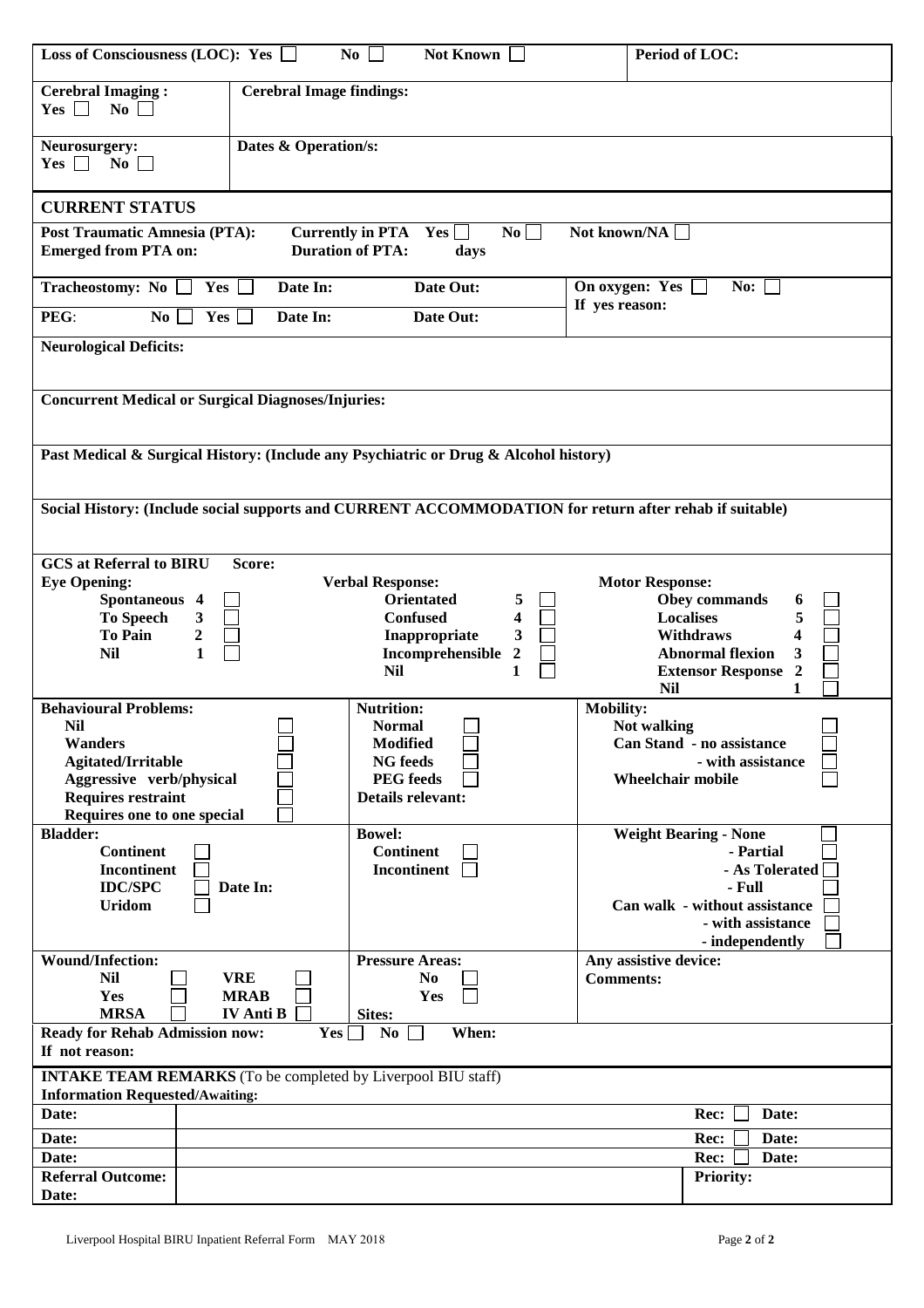**Loss of Consciousness (LOC):** Yes ☐ No ☐ Not Known ☐ | **Period of LOC:**

| | |
|---|---|
| **Cerebral Imaging :** Yes ☐ No ☐ | **Cerebral Image findings:** |
| **Neurosurgery:** Yes ☐ No ☐ | **Dates & Operation/s:** |

## CURRENT STATUS

**Post Traumatic Amnesia (PTA):** **Currently in PTA** Yes ☐ No ☐ Not known/NA ☐
**Emerged from PTA on:** **Duration of PTA:** days

| | |
|---|---|
| **Tracheostomy:** No ☐ Yes ☐ **Date In:** **Date Out:** | **On oxygen:** Yes ☐ **No:** ☐ If yes reason: |
| **PEG:** No ☐ Yes ☐ **Date In:** **Date Out:** | |

**Neurological Deficits:**

**Concurrent Medical or Surgical Diagnoses/Injuries:**

**Past Medical & Surgical History: (Include any Psychiatric or Drug & Alcohol history)**

**Social History: (Include social supports and CURRENT ACCOMMODATION for return after rehab if suitable)**

**GCS at Referral to BIRU** Score:

| Eye Opening: | Verbal Response: | Motor Response: |
|---|---|---|
| Spontaneous 4 ☐ | Orientated 5 ☐ | Obey commands 6 ☐ |
| To Speech 3 ☐ | Confused 4 ☐ | Localises 5 ☐ |
| To Pain 2 ☐ | Inappropriate 3 ☐ | Withdraws 4 ☐ |
| Nil 1 ☐ | Incomprehensible 2 ☐ | Abnormal flexion 3 ☐ |
| | Nil 1 ☐ | Extensor Response 2 ☐ |
| | | Nil 1 ☐ |

| Behavioural Problems: | Nutrition: | Mobility: |
|---|---|---|
| Nil ☐ | Normal ☐ | Not walking ☐ |
| Wanders ☐ | Modified ☐ | Can Stand - no assistance ☐ |
| Agitated/Irritable ☐ | NG feeds ☐ | - with assistance ☐ |
| Aggressive verb/physical ☐ | PEG feeds ☐ | Wheelchair mobile ☐ |
| Requires restraint ☐ | Details relevant: | |
| Requires one to one special ☐ | | |

| Bladder: | Bowel: | |
|---|---|---|
| Continent ☐ | Continent ☐ | Weight Bearing - None ☐ |
| Incontinent ☐ | Incontinent ☐ | - Partial ☐ |
| IDC/SPC ☐ Date In: | | - As Tolerated ☐ |
| Uridom ☐ | | - Full ☐ |
| | | Can walk - without assistance ☐ |
| | | - with assistance ☐ |
| | | - independently ☐ |

| Wound/Infection: | Pressure Areas: | Any assistive device: |
|---|---|---|
| Nil ☐ VRE ☐ | No ☐ | Comments: |
| Yes ☐ MRAB ☐ | Yes ☐ | |
| MRSA ☐ IV Anti B ☐ | Sites: | |

**Ready for Rehab Admission now:** Yes ☐ No ☐ When:
**If not reason:**

**INTAKE TEAM REMARKS** (To be completed by Liverpool BIU staff)
**Information Requested/Awaiting:**

| | | |
|---|---|---|
| **Date:** | | **Rec:** ☐ **Date:** |
| **Date:** | | **Rec:** ☐ **Date:** |
| **Date:** | | **Rec:** ☐ **Date:** |
| **Referral Outcome:** **Date:** | | **Priority:** |

Liverpool Hospital BIRU Inpatient Referral Form MAY 2018